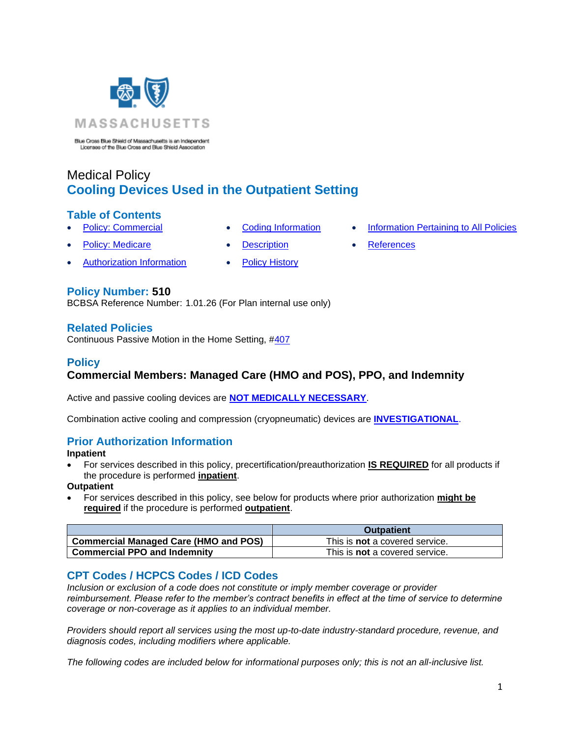MASSACHUSETTS

Blue Cross Blue Shield of Massachusetts is an Independent Licensee of the Blue Cross and Blue Shield Association

# Medical Policy
# Cooling Devices Used in the Outpatient Setting

## Table of Contents

- Policy: Commercial
- Policy: Medicare
- Authorization Information
- Coding Information
- Description
- Policy History
- Information Pertaining to All Policies
- References

## Policy Number: 510

BCBSA Reference Number: 1.01.26 (For Plan internal use only)

## Related Policies

Continuous Passive Motion in the Home Setting, #407

## Policy

### Commercial Members: Managed Care (HMO and POS), PPO, and Indemnity

Active and passive cooling devices are **NOT MEDICALLY NECESSARY**.

Combination active cooling and compression (cryopneumatic) devices are **INVESTIGATIONAL**.

## Prior Authorization Information

**Inpatient**

- For services described in this policy, precertification/preauthorization **IS REQUIRED** for all products if the procedure is performed **inpatient**.

**Outpatient**

- For services described in this policy, see below for products where prior authorization **might be required** if the procedure is performed **outpatient**.

| | Outpatient |
|---|---|
| **Commercial Managed Care (HMO and POS)** | This is **not** a covered service. |
| **Commercial PPO and Indemnity** | This is **not** a covered service. |

## CPT Codes / HCPCS Codes / ICD Codes

*Inclusion or exclusion of a code does not constitute or imply member coverage or provider reimbursement. Please refer to the member's contract benefits in effect at the time of service to determine coverage or non-coverage as it applies to an individual member.*

*Providers should report all services using the most up-to-date industry-standard procedure, revenue, and diagnosis codes, including modifiers where applicable.*

*The following codes are included below for informational purposes only; this is not an all-inclusive list.*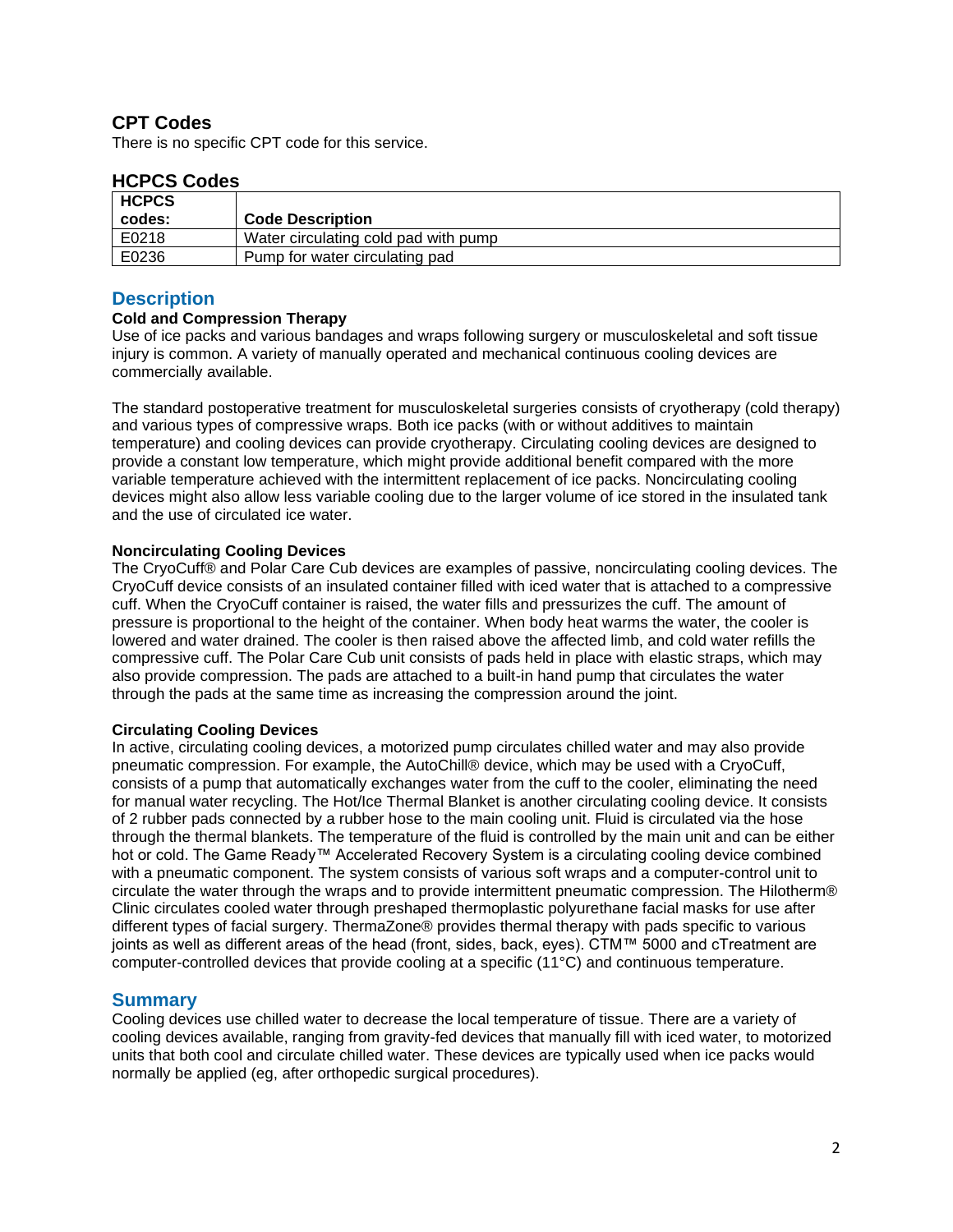## CPT Codes

There is no specific CPT code for this service.

## HCPCS Codes

| HCPCS codes: | Code Description |
|---|---|
| E0218 | Water circulating cold pad with pump |
| E0236 | Pump for water circulating pad |

## Description

**Cold and Compression Therapy**

Use of ice packs and various bandages and wraps following surgery or musculoskeletal and soft tissue injury is common. A variety of manually operated and mechanical continuous cooling devices are commercially available.

The standard postoperative treatment for musculoskeletal surgeries consists of cryotherapy (cold therapy) and various types of compressive wraps. Both ice packs (with or without additives to maintain temperature) and cooling devices can provide cryotherapy. Circulating cooling devices are designed to provide a constant low temperature, which might provide additional benefit compared with the more variable temperature achieved with the intermittent replacement of ice packs. Noncirculating cooling devices might also allow less variable cooling due to the larger volume of ice stored in the insulated tank and the use of circulated ice water.

**Noncirculating Cooling Devices**

The CryoCuff® and Polar Care Cub devices are examples of passive, noncirculating cooling devices. The CryoCuff device consists of an insulated container filled with iced water that is attached to a compressive cuff. When the CryoCuff container is raised, the water fills and pressurizes the cuff. The amount of pressure is proportional to the height of the container. When body heat warms the water, the cooler is lowered and water drained. The cooler is then raised above the affected limb, and cold water refills the compressive cuff. The Polar Care Cub unit consists of pads held in place with elastic straps, which may also provide compression. The pads are attached to a built-in hand pump that circulates the water through the pads at the same time as increasing the compression around the joint.

**Circulating Cooling Devices**

In active, circulating cooling devices, a motorized pump circulates chilled water and may also provide pneumatic compression. For example, the AutoChill® device, which may be used with a CryoCuff, consists of a pump that automatically exchanges water from the cuff to the cooler, eliminating the need for manual water recycling. The Hot/Ice Thermal Blanket is another circulating cooling device. It consists of 2 rubber pads connected by a rubber hose to the main cooling unit. Fluid is circulated via the hose through the thermal blankets. The temperature of the fluid is controlled by the main unit and can be either hot or cold. The Game Ready™ Accelerated Recovery System is a circulating cooling device combined with a pneumatic component. The system consists of various soft wraps and a computer-control unit to circulate the water through the wraps and to provide intermittent pneumatic compression. The Hilotherm® Clinic circulates cooled water through preshaped thermoplastic polyurethane facial masks for use after different types of facial surgery. ThermaZone® provides thermal therapy with pads specific to various joints as well as different areas of the head (front, sides, back, eyes). CTM™ 5000 and cTreatment are computer-controlled devices that provide cooling at a specific (11°C) and continuous temperature.

## Summary

Cooling devices use chilled water to decrease the local temperature of tissue. There are a variety of cooling devices available, ranging from gravity-fed devices that manually fill with iced water, to motorized units that both cool and circulate chilled water. These devices are typically used when ice packs would normally be applied (eg, after orthopedic surgical procedures).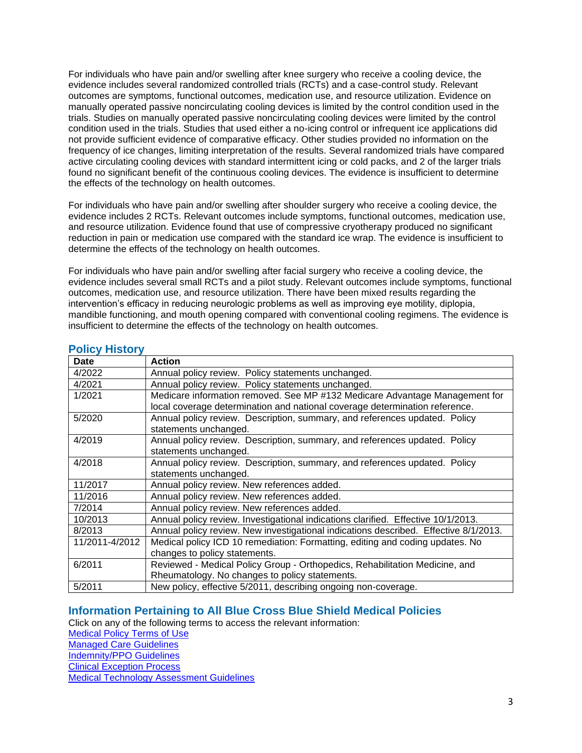For individuals who have pain and/or swelling after knee surgery who receive a cooling device, the evidence includes several randomized controlled trials (RCTs) and a case-control study. Relevant outcomes are symptoms, functional outcomes, medication use, and resource utilization. Evidence on manually operated passive noncirculating cooling devices is limited by the control condition used in the trials. Studies on manually operated passive noncirculating cooling devices were limited by the control condition used in the trials. Studies that used either a no-icing control or infrequent ice applications did not provide sufficient evidence of comparative efficacy. Other studies provided no information on the frequency of ice changes, limiting interpretation of the results. Several randomized trials have compared active circulating cooling devices with standard intermittent icing or cold packs, and 2 of the larger trials found no significant benefit of the continuous cooling devices. The evidence is insufficient to determine the effects of the technology on health outcomes.

For individuals who have pain and/or swelling after shoulder surgery who receive a cooling device, the evidence includes 2 RCTs. Relevant outcomes include symptoms, functional outcomes, medication use, and resource utilization. Evidence found that use of compressive cryotherapy produced no significant reduction in pain or medication use compared with the standard ice wrap. The evidence is insufficient to determine the effects of the technology on health outcomes.

For individuals who have pain and/or swelling after facial surgery who receive a cooling device, the evidence includes several small RCTs and a pilot study. Relevant outcomes include symptoms, functional outcomes, medication use, and resource utilization. There have been mixed results regarding the intervention's efficacy in reducing neurologic problems as well as improving eye motility, diplopia, mandible functioning, and mouth opening compared with conventional cooling regimens. The evidence is insufficient to determine the effects of the technology on health outcomes.

## Policy History

| Date | Action |
|---|---|
| 4/2022 | Annual policy review. Policy statements unchanged. |
| 4/2021 | Annual policy review. Policy statements unchanged. |
| 1/2021 | Medicare information removed. See MP #132 Medicare Advantage Management for local coverage determination and national coverage determination reference. |
| 5/2020 | Annual policy review. Description, summary, and references updated. Policy statements unchanged. |
| 4/2019 | Annual policy review. Description, summary, and references updated. Policy statements unchanged. |
| 4/2018 | Annual policy review. Description, summary, and references updated. Policy statements unchanged. |
| 11/2017 | Annual policy review. New references added. |
| 11/2016 | Annual policy review. New references added. |
| 7/2014 | Annual policy review. New references added. |
| 10/2013 | Annual policy review. Investigational indications clarified. Effective 10/1/2013. |
| 8/2013 | Annual policy review. New investigational indications described. Effective 8/1/2013. |
| 11/2011-4/2012 | Medical policy ICD 10 remediation: Formatting, editing and coding updates. No changes to policy statements. |
| 6/2011 | Reviewed - Medical Policy Group - Orthopedics, Rehabilitation Medicine, and Rheumatology. No changes to policy statements. |
| 5/2011 | New policy, effective 5/2011, describing ongoing non-coverage. |

## Information Pertaining to All Blue Cross Blue Shield Medical Policies

Click on any of the following terms to access the relevant information:

Medical Policy Terms of Use
Managed Care Guidelines
Indemnity/PPO Guidelines
Clinical Exception Process
Medical Technology Assessment Guidelines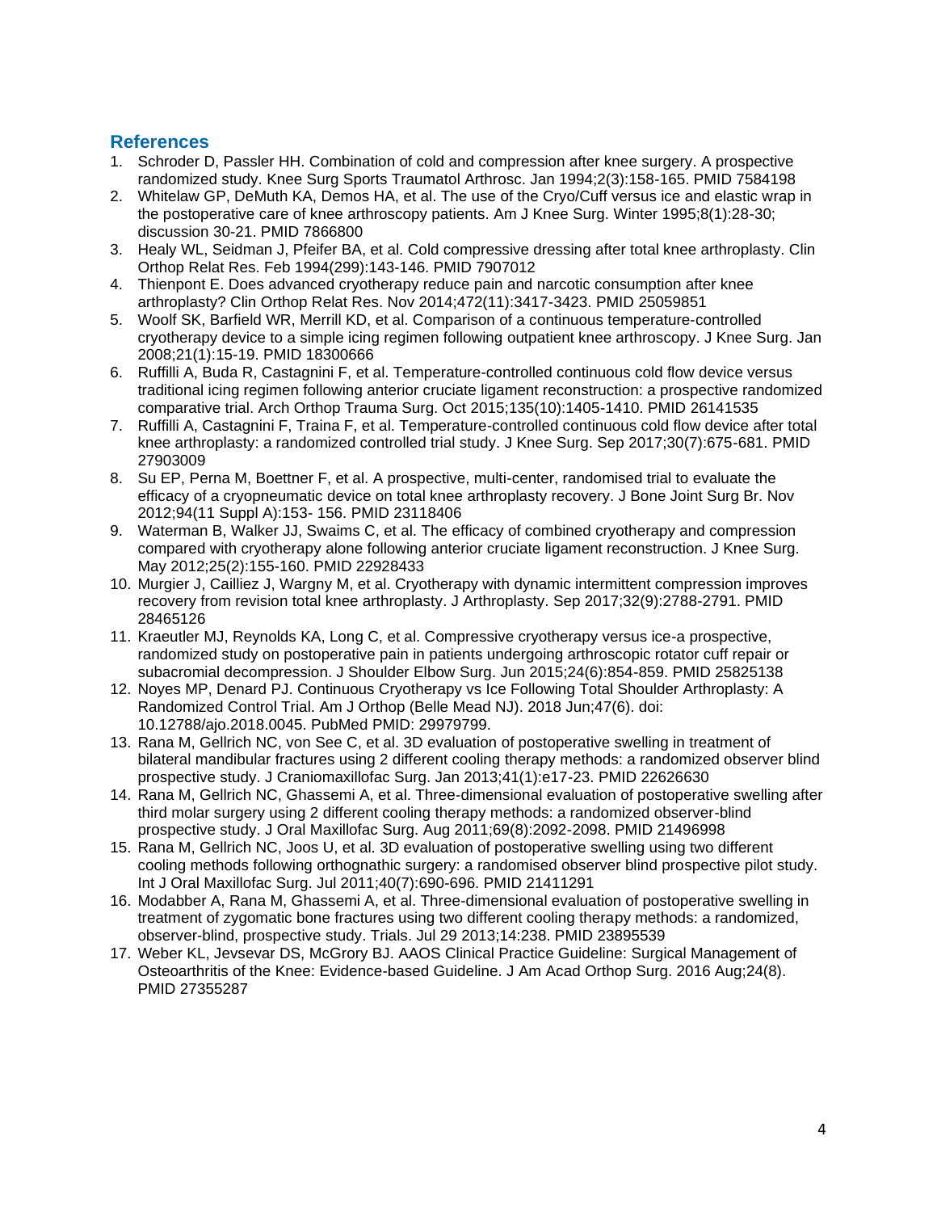## References

1. Schroder D, Passler HH. Combination of cold and compression after knee surgery. A prospective randomized study. Knee Surg Sports Traumatol Arthrosc. Jan 1994;2(3):158-165. PMID 7584198
2. Whitelaw GP, DeMuth KA, Demos HA, et al. The use of the Cryo/Cuff versus ice and elastic wrap in the postoperative care of knee arthroscopy patients. Am J Knee Surg. Winter 1995;8(1):28-30; discussion 30-21. PMID 7866800
3. Healy WL, Seidman J, Pfeifer BA, et al. Cold compressive dressing after total knee arthroplasty. Clin Orthop Relat Res. Feb 1994(299):143-146. PMID 7907012
4. Thienpont E. Does advanced cryotherapy reduce pain and narcotic consumption after knee arthroplasty? Clin Orthop Relat Res. Nov 2014;472(11):3417-3423. PMID 25059851
5. Woolf SK, Barfield WR, Merrill KD, et al. Comparison of a continuous temperature-controlled cryotherapy device to a simple icing regimen following outpatient knee arthroscopy. J Knee Surg. Jan 2008;21(1):15-19. PMID 18300666
6. Ruffilli A, Buda R, Castagnini F, et al. Temperature-controlled continuous cold flow device versus traditional icing regimen following anterior cruciate ligament reconstruction: a prospective randomized comparative trial. Arch Orthop Trauma Surg. Oct 2015;135(10):1405-1410. PMID 26141535
7. Ruffilli A, Castagnini F, Traina F, et al. Temperature-controlled continuous cold flow device after total knee arthroplasty: a randomized controlled trial study. J Knee Surg. Sep 2017;30(7):675-681. PMID 27903009
8. Su EP, Perna M, Boettner F, et al. A prospective, multi-center, randomised trial to evaluate the efficacy of a cryopneumatic device on total knee arthroplasty recovery. J Bone Joint Surg Br. Nov 2012;94(11 Suppl A):153- 156. PMID 23118406
9. Waterman B, Walker JJ, Swaims C, et al. The efficacy of combined cryotherapy and compression compared with cryotherapy alone following anterior cruciate ligament reconstruction. J Knee Surg. May 2012;25(2):155-160. PMID 22928433
10. Murgier J, Cailliez J, Wargny M, et al. Cryotherapy with dynamic intermittent compression improves recovery from revision total knee arthroplasty. J Arthroplasty. Sep 2017;32(9):2788-2791. PMID 28465126
11. Kraeutler MJ, Reynolds KA, Long C, et al. Compressive cryotherapy versus ice-a prospective, randomized study on postoperative pain in patients undergoing arthroscopic rotator cuff repair or subacromial decompression. J Shoulder Elbow Surg. Jun 2015;24(6):854-859. PMID 25825138
12. Noyes MP, Denard PJ. Continuous Cryotherapy vs Ice Following Total Shoulder Arthroplasty: A Randomized Control Trial. Am J Orthop (Belle Mead NJ). 2018 Jun;47(6). doi: 10.12788/ajo.2018.0045. PubMed PMID: 29979799.
13. Rana M, Gellrich NC, von See C, et al. 3D evaluation of postoperative swelling in treatment of bilateral mandibular fractures using 2 different cooling therapy methods: a randomized observer blind prospective study. J Craniomaxillofac Surg. Jan 2013;41(1):e17-23. PMID 22626630
14. Rana M, Gellrich NC, Ghassemi A, et al. Three-dimensional evaluation of postoperative swelling after third molar surgery using 2 different cooling therapy methods: a randomized observer-blind prospective study. J Oral Maxillofac Surg. Aug 2011;69(8):2092-2098. PMID 21496998
15. Rana M, Gellrich NC, Joos U, et al. 3D evaluation of postoperative swelling using two different cooling methods following orthognathic surgery: a randomised observer blind prospective pilot study. Int J Oral Maxillofac Surg. Jul 2011;40(7):690-696. PMID 21411291
16. Modabber A, Rana M, Ghassemi A, et al. Three-dimensional evaluation of postoperative swelling in treatment of zygomatic bone fractures using two different cooling therapy methods: a randomized, observer-blind, prospective study. Trials. Jul 29 2013;14:238. PMID 23895539
17. Weber KL, Jevsevar DS, McGrory BJ. AAOS Clinical Practice Guideline: Surgical Management of Osteoarthritis of the Knee: Evidence-based Guideline. J Am Acad Orthop Surg. 2016 Aug;24(8). PMID 27355287